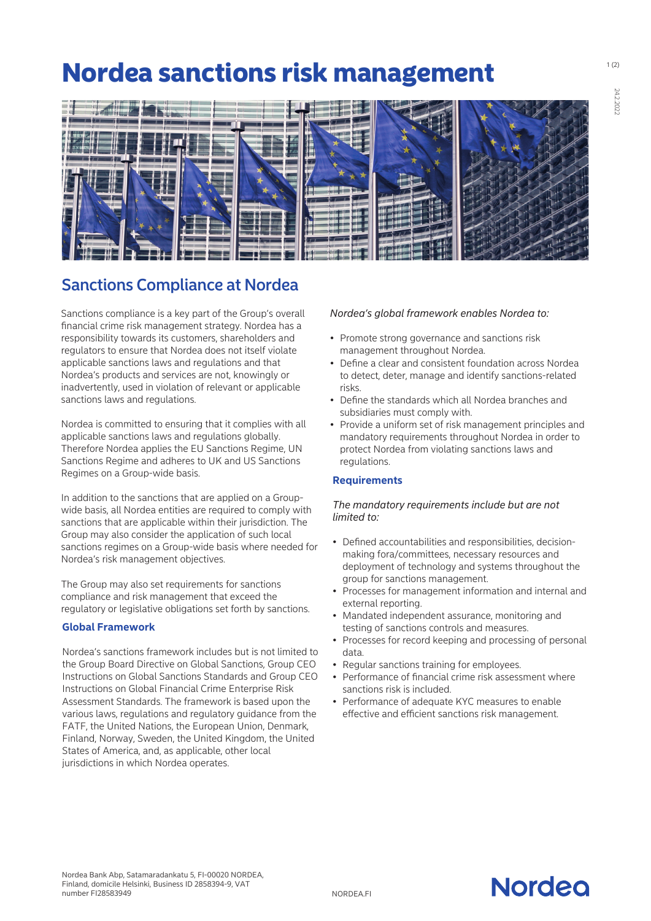# Nordea sanctions risk management

## Sanctions Compliance at Nordea

Sanctions compliance is a key part of the Group's overall financial crime risk management strategy. Nordea has a responsibility towards its customers, shareholders and regulators to ensure that Nordea does not itself violate applicable sanctions laws and regulations and that Nordea's products and services are not, knowingly or inadvertently, used in violation of relevant or applicable sanctions laws and regulations.

Nordea is committed to ensuring that it complies with all applicable sanctions laws and regulations globally. Therefore Nordea applies the EU Sanctions Regime, UN Sanctions Regime and adheres to UK and US Sanctions Regimes on a Group-wide basis.

In addition to the sanctions that are applied on a Group-wide basis, all Nordea entities are required to comply with sanctions that are applicable within their jurisdiction. The Group may also consider the application of such local sanctions regimes on a Group-wide basis where needed for Nordea's risk management objectives.

The Group may also set requirements for sanctions compliance and risk management that exceed the regulatory or legislative obligations set forth by sanctions.

### Global Framework

Nordea's sanctions framework includes but is not limited to the Group Board Directive on Global Sanctions, Group CEO Instructions on Global Sanctions Standards and Group CEO Instructions on Global Financial Crime Enterprise Risk Assessment Standards. The framework is based upon the various laws, regulations and regulatory guidance from the FATF, the United Nations, the European Union, Denmark, Finland, Norway, Sweden, the United Kingdom, the United States of America, and, as applicable, other local jurisdictions in which Nordea operates.

*Nordea's global framework enables Nordea to:*

- Promote strong governance and sanctions risk management throughout Nordea.
- Define a clear and consistent foundation across Nordea to detect, deter, manage and identify sanctions-related risks.
- Define the standards which all Nordea branches and subsidiaries must comply with.
- Provide a uniform set of risk management principles and mandatory requirements throughout Nordea in order to protect Nordea from violating sanctions laws and regulations.

### Requirements

*The mandatory requirements include but are not limited to:*

- Defined accountabilities and responsibilities, decision-making fora/committees, necessary resources and deployment of technology and systems throughout the group for sanctions management.
- Processes for management information and internal and external reporting.
- Mandated independent assurance, monitoring and testing of sanctions controls and measures.
- Processes for record keeping and processing of personal data.
- Regular sanctions training for employees.
- Performance of financial crime risk assessment where sanctions risk is included.
- Performance of adequate KYC measures to enable effective and efficient sanctions risk management.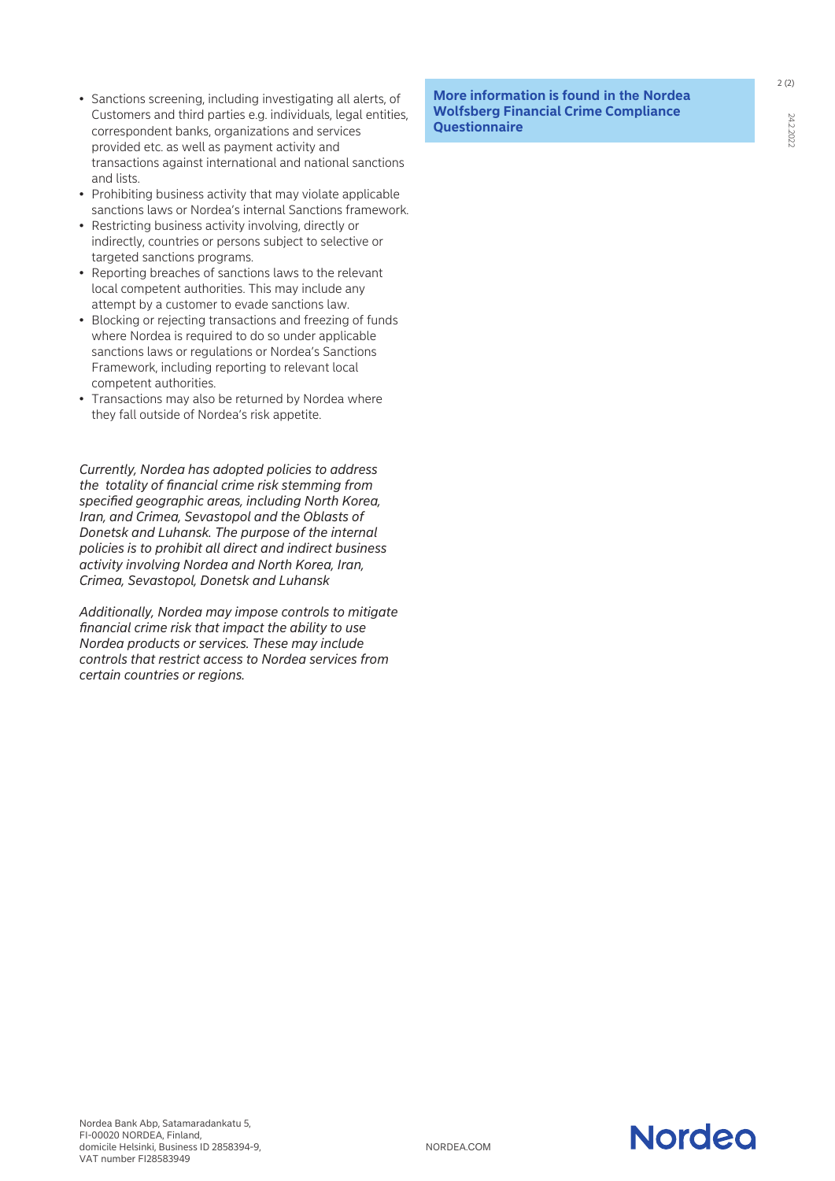- Sanctions screening, including investigating all alerts, of Customers and third parties e.g. individuals, legal entities, correspondent banks, organizations and services provided etc. as well as payment activity and transactions against international and national sanctions and lists.
- Prohibiting business activity that may violate applicable sanctions laws or Nordea's internal Sanctions framework.
- Restricting business activity involving, directly or indirectly, countries or persons subject to selective or targeted sanctions programs.
- Reporting breaches of sanctions laws to the relevant local competent authorities. This may include any attempt by a customer to evade sanctions law.
- Blocking or rejecting transactions and freezing of funds where Nordea is required to do so under applicable sanctions laws or regulations or Nordea's Sanctions Framework, including reporting to relevant local competent authorities.
- Transactions may also be returned by Nordea where they fall outside of Nordea's risk appetite.

*Currently, Nordea has adopted policies to address the totality of financial crime risk stemming from specified geographic areas, including North Korea, Iran, and Crimea, Sevastopol and the Oblasts of Donetsk and Luhansk. The purpose of the internal policies is to prohibit all direct and indirect business activity involving Nordea and North Korea, Iran, Crimea, Sevastopol, Donetsk and Luhansk*

*Additionally, Nordea may impose controls to mitigate financial crime risk that impact the ability to use Nordea products or services. These may include controls that restrict access to Nordea services from certain countries or regions.*

**More information is found in the Nordea Wolfsberg Financial Crime Compliance Questionnaire**

Nordea Bank Abp, Satamaradankatu 5,
FI-00020 NORDEA, Finland,
domicile Helsinki, Business ID 2858394-9,
VAT number FI28583949

NORDEA.COM